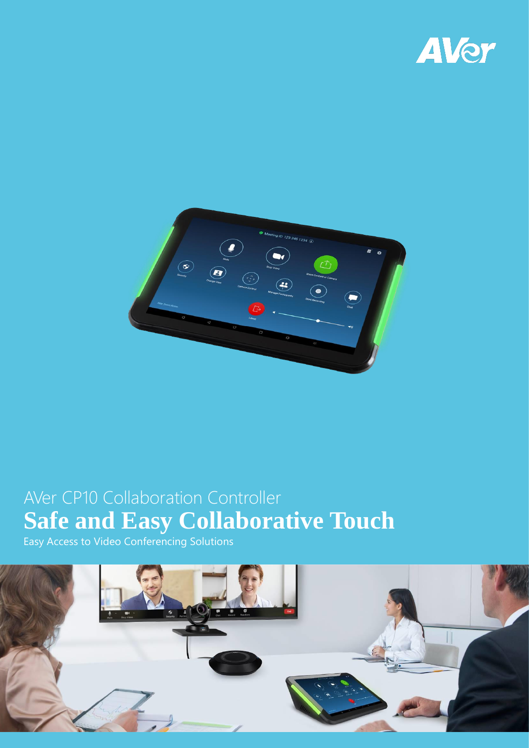AVer CP10 Collaboration Controller

# Safe and Easy Collaborative Touch

Easy Access to Video Conferencing Solutions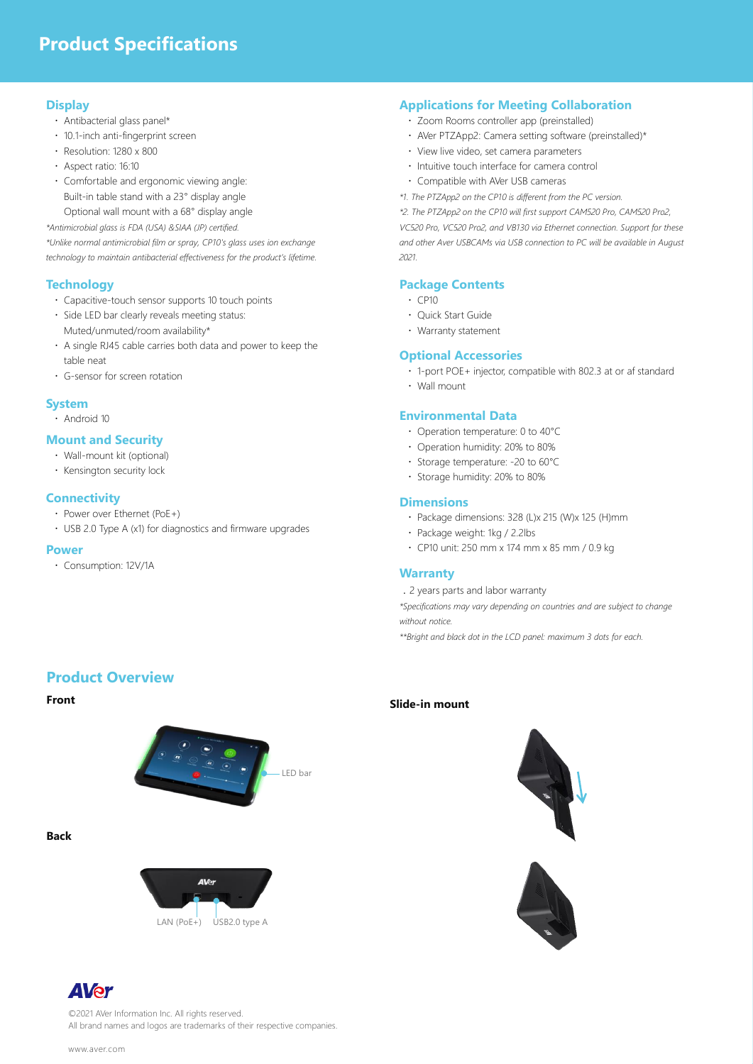# Product Specifications

## Display

- Antibacterial glass panel*
- 10.1-inch anti-fingerprint screen
- Resolution: 1280 x 800
- Aspect ratio: 16:10
- Comfortable and ergonomic viewing angle:
  Built-in table stand with a 23° display angle
  Optional wall mount with a 68° display angle

*\*Antimicrobial glass is FDA (USA) &SIAA (JP) certified.*

*\*Unlike normal antimicrobial film or spray, CP10's glass uses ion exchange technology to maintain antibacterial effectiveness for the product's lifetime.*

## Technology

- Capacitive-touch sensor supports 10 touch points
- Side LED bar clearly reveals meeting status: Muted/unmuted/room availability*
- A single RJ45 cable carries both data and power to keep the table neat
- G-sensor for screen rotation

## System

- Android 10

## Mount and Security

- Wall-mount kit (optional)
- Kensington security lock

## Connectivity

- Power over Ethernet (PoE+)
- USB 2.0 Type A (x1) for diagnostics and firmware upgrades

## Power

- Consumption: 12V/1A

## Applications for Meeting Collaboration

- Zoom Rooms controller app (preinstalled)
- AVer PTZApp2: Camera setting software (preinstalled)*
- View live video, set camera parameters
- Intuitive touch interface for camera control
- Compatible with AVer USB cameras

*\*1. The PTZApp2 on the CP10 is different from the PC version.*

*\*2. The PTZApp2 on the CP10 will first support CAM520 Pro, CAM520 Pro2, VC520 Pro, VC520 Pro2, and VB130 via Ethernet connection. Support for these and other Aver USBCAMs via USB connection to PC will be available in August 2021.*

## Package Contents

- CP10
- Quick Start Guide
- Warranty statement

## Optional Accessories

- 1-port POE+ injector, compatible with 802.3 at or af standard
- Wall mount

## Environmental Data

- Operation temperature: 0 to 40°C
- Operation humidity: 20% to 80%
- Storage temperature: -20 to 60°C
- Storage humidity: 20% to 80%

## Dimensions

- Package dimensions: 328 (L)x 215 (W)x 125 (H)mm
- Package weight: 1kg / 2.2lbs
- CP10 unit: 250 mm x 174 mm x 85 mm / 0.9 kg

## Warranty

. 2 years parts and labor warranty

*\*Specifications may vary depending on countries and are subject to change without notice.*

*\*\*Bright and black dot in the LCD panel: maximum 3 dots for each.*

## Product Overview

**Front**

LED bar

**Back**

LAN (PoE+)

USB2.0 type A

**Slide-in mount**

©2021 AVer Information Inc. All rights reserved.
All brand names and logos are trademarks of their respective companies.

www.aver.com